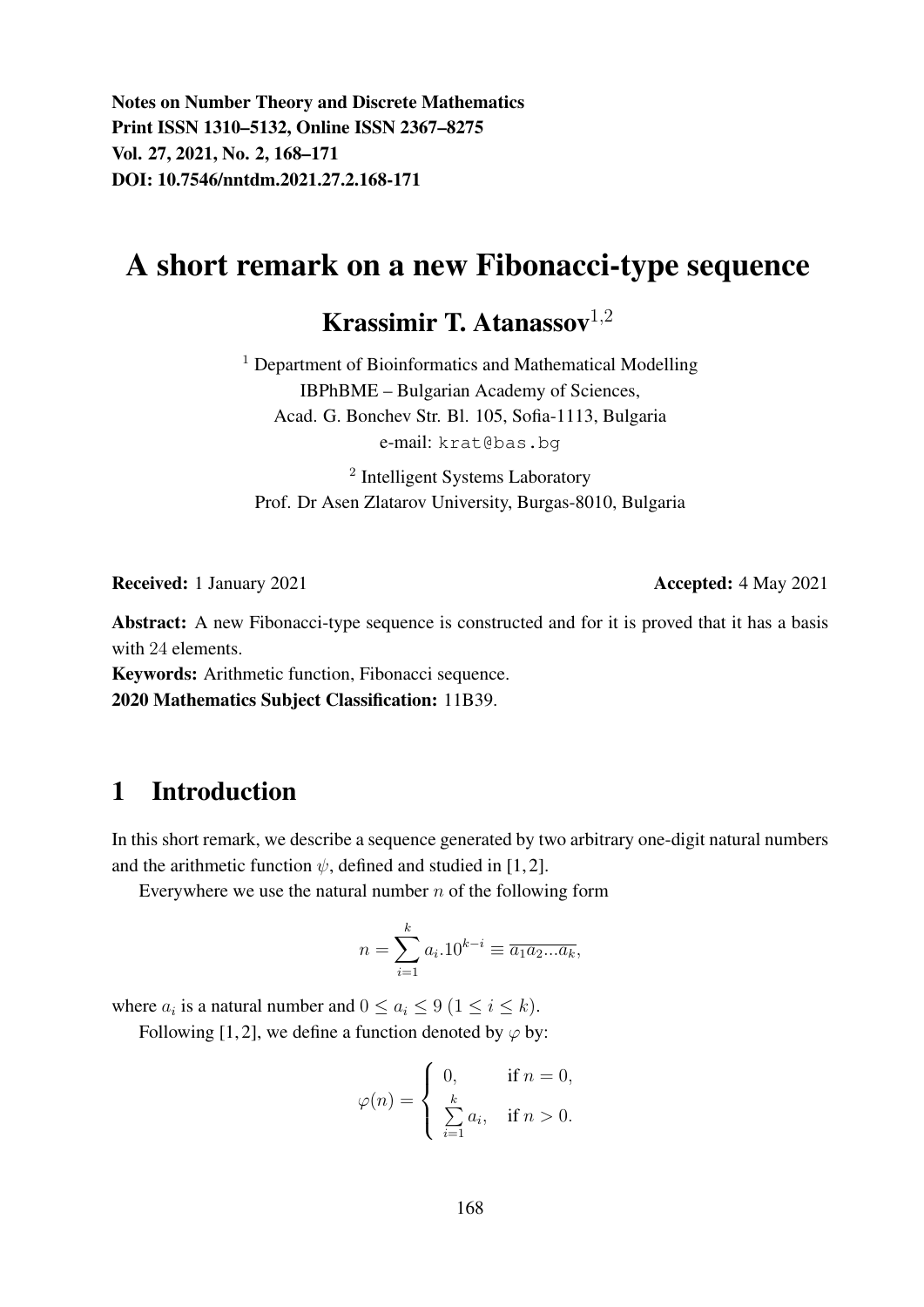Notes on Number Theory and Discrete Mathematics
Print ISSN 1310–5132, Online ISSN 2367–8275
Vol. 27, 2021, No. 2, 168–171
DOI: 10.7546/nntdm.2021.27.2.168-171

# A short remark on a new Fibonacci-type sequence

## Krassimir T. Atanassov[1,2]

[1] Department of Bioinformatics and Mathematical Modelling
IBPhBME – Bulgarian Academy of Sciences,
Acad. G. Bonchev Str. Bl. 105, Sofia-1113, Bulgaria
e-mail: krat@bas.bg

[2] Intelligent Systems Laboratory
Prof. Dr Asen Zlatarov University, Burgas-8010, Bulgaria

**Received:** 1 January 2021 **Accepted:** 4 May 2021

**Abstract:** A new Fibonacci-type sequence is constructed and for it is proved that it has a basis with 24 elements.

**Keywords:** Arithmetic function, Fibonacci sequence.

**2020 Mathematics Subject Classification:** 11B39.

## 1 Introduction

In this short remark, we describe a sequence generated by two arbitrary one-digit natural numbers and the arithmetic function $\psi$, defined and studied in [1, 2].

Everywhere we use the natural number $n$ of the following form

$$n = \sum_{i=1}^{k} a_i.10^{k-i} \equiv \overline{a_1 a_2 ... a_k},$$

where $a_i$ is a natural number and $0 \leq a_i \leq 9$ $(1 \leq i \leq k)$.

Following [1, 2], we define a function denoted by $\varphi$ by:

$$\varphi(n) = \begin{cases} 0, & \text{if } n = 0, \\ \sum\limits_{i=1}^{k} a_i, & \text{if } n > 0. \end{cases}$$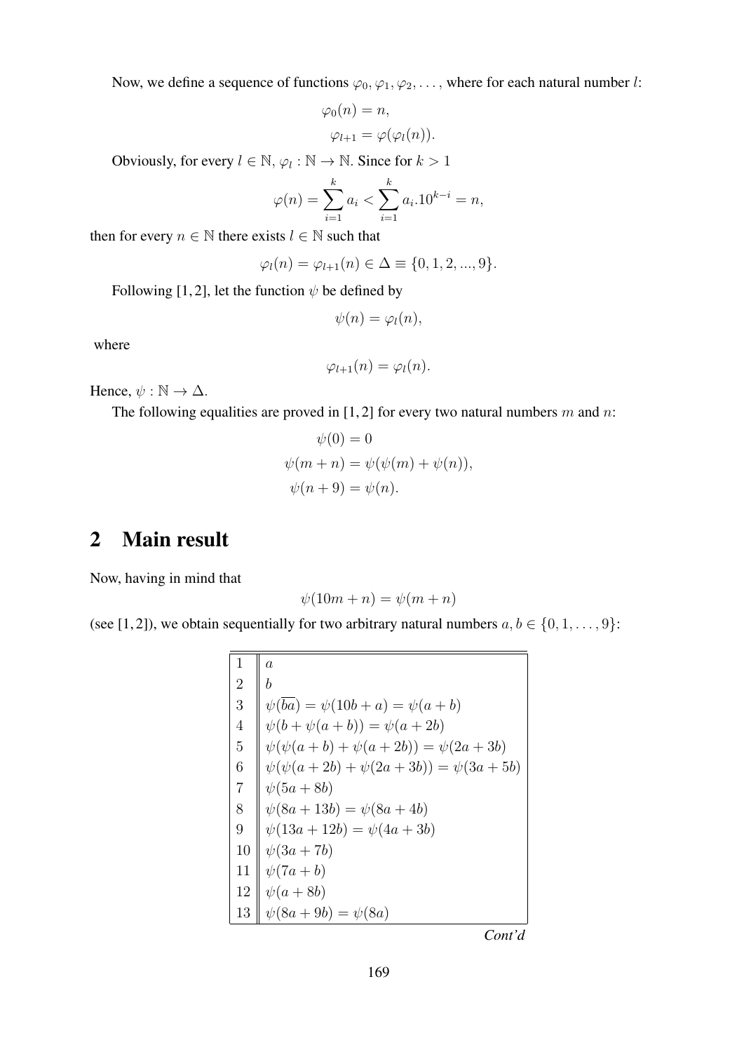Now, we define a sequence of functions $\varphi_0, \varphi_1, \varphi_2, \dots$, where for each natural number $l$:

$$\varphi_0(n) = n,$$

$$\varphi_{l+1} = \varphi(\varphi_l(n)).$$

Obviously, for every $l \in \mathbb{N}$, $\varphi_l : \mathbb{N} \to \mathbb{N}$. Since for $k > 1$

$$\varphi(n) = \sum_{i=1}^{k} a_i < \sum_{i=1}^{k} a_i.10^{k-i} = n,$$

then for every $n \in \mathbb{N}$ there exists $l \in \mathbb{N}$ such that

$$\varphi_l(n) = \varphi_{l+1}(n) \in \Delta \equiv \{0, 1, 2, ..., 9\}.$$

Following [1, 2], let the function $\psi$ be defined by

$$\psi(n) = \varphi_l(n),$$

where

$$\varphi_{l+1}(n) = \varphi_l(n).$$

Hence, $\psi : \mathbb{N} \to \Delta$.

The following equalities are proved in [1, 2] for every two natural numbers $m$ and $n$:

$$\psi(0) = 0$$

$$\psi(m + n) = \psi(\psi(m) + \psi(n)),$$

$$\psi(n + 9) = \psi(n).$$

## 2 Main result

Now, having in mind that

$$\psi(10m + n) = \psi(m + n)$$

(see [1, 2]), we obtain sequentially for two arbitrary natural numbers $a, b \in \{0, 1, \dots, 9\}$:

| | |
|---|---|
| 1 | $a$ |
| 2 | $b$ |
| 3 | $\psi(\overline{ba}) = \psi(10b + a) = \psi(a + b)$ |
| 4 | $\psi(b + \psi(a + b)) = \psi(a + 2b)$ |
| 5 | $\psi(\psi(a + b) + \psi(a + 2b)) = \psi(2a + 3b)$ |
| 6 | $\psi(\psi(a + 2b) + \psi(2a + 3b)) = \psi(3a + 5b)$ |
| 7 | $\psi(5a + 8b)$ |
| 8 | $\psi(8a + 13b) = \psi(8a + 4b)$ |
| 9 | $\psi(13a + 12b) = \psi(4a + 3b)$ |
| 10 | $\psi(3a + 7b)$ |
| 11 | $\psi(7a + b)$ |
| 12 | $\psi(a + 8b)$ |
| 13 | $\psi(8a + 9b) = \psi(8a)$ |

*Cont'd*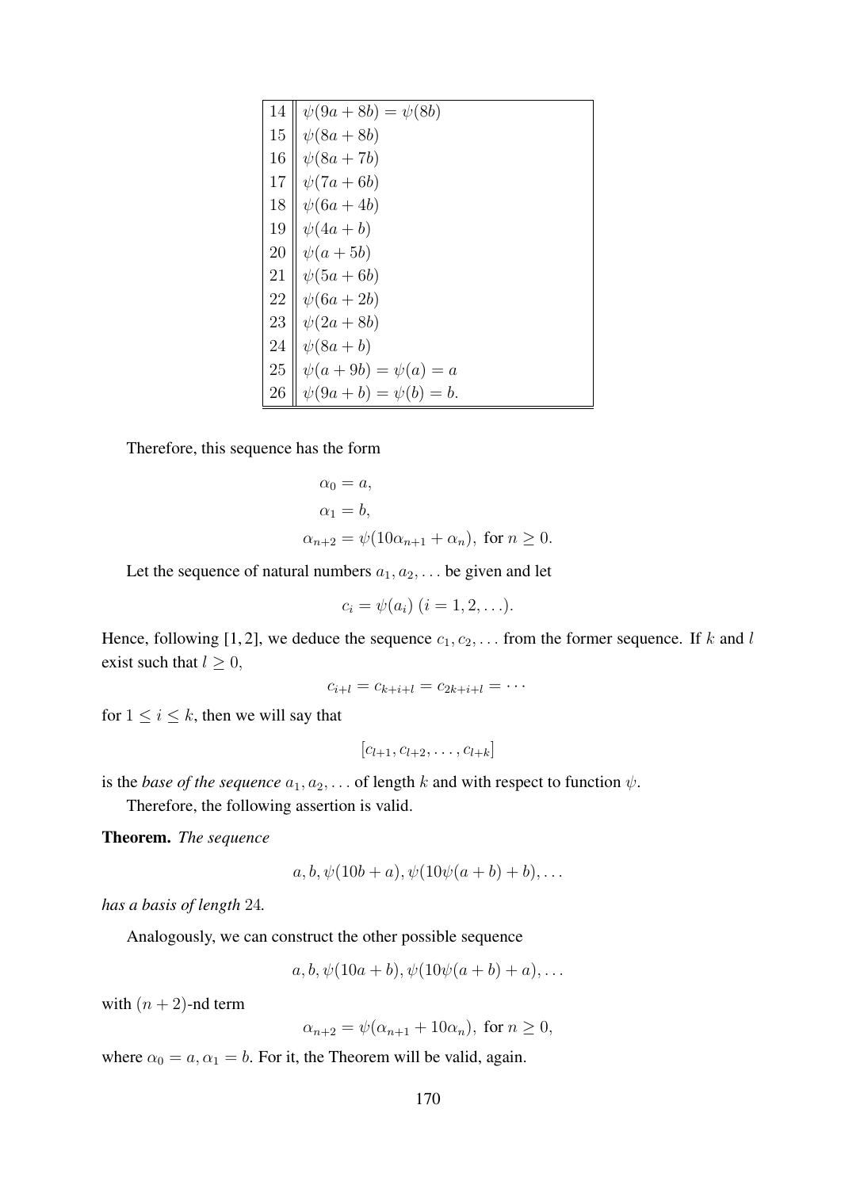| | |
|---|---|
| 14 | $\psi(9a+8b) = \psi(8b)$ |
| 15 | $\psi(8a+8b)$ |
| 16 | $\psi(8a+7b)$ |
| 17 | $\psi(7a+6b)$ |
| 18 | $\psi(6a+4b)$ |
| 19 | $\psi(4a+b)$ |
| 20 | $\psi(a+5b)$ |
| 21 | $\psi(5a+6b)$ |
| 22 | $\psi(6a+2b)$ |
| 23 | $\psi(2a+8b)$ |
| 24 | $\psi(8a+b)$ |
| 25 | $\psi(a+9b) = \psi(a) = a$ |
| 26 | $\psi(9a+b) = \psi(b) = b.$ |

Therefore, this sequence has the form

$$\alpha_0 = a,$$

$$\alpha_1 = b,$$

$$\alpha_{n+2} = \psi(10\alpha_{n+1} + \alpha_n), \text{ for } n \geq 0.$$

Let the sequence of natural numbers $a_1, a_2, \ldots$ be given and let

$$c_i = \psi(a_i)\ (i = 1, 2, \ldots).$$

Hence, following [1, 2], we deduce the sequence $c_1, c_2, \ldots$ from the former sequence. If $k$ and $l$ exist such that $l \geq 0$,

$$c_{i+l} = c_{k+i+l} = c_{2k+i+l} = \cdots$$

for $1 \leq i \leq k$, then we will say that

$$[c_{l+1}, c_{l+2}, \ldots, c_{l+k}]$$

is the *base of the sequence* $a_1, a_2, \ldots$ of length $k$ and with respect to function $\psi$.

Therefore, the following assertion is valid.

**Theorem.** *The sequence*

$$a, b, \psi(10b + a), \psi(10\psi(a + b) + b), \ldots$$

*has a basis of length* 24.

Analogously, we can construct the other possible sequence

$$a, b, \psi(10a + b), \psi(10\psi(a + b) + a), \ldots$$

with $(n + 2)$-nd term

$$\alpha_{n+2} = \psi(\alpha_{n+1} + 10\alpha_n), \text{ for } n \geq 0,$$

where $\alpha_0 = a, \alpha_1 = b$. For it, the Theorem will be valid, again.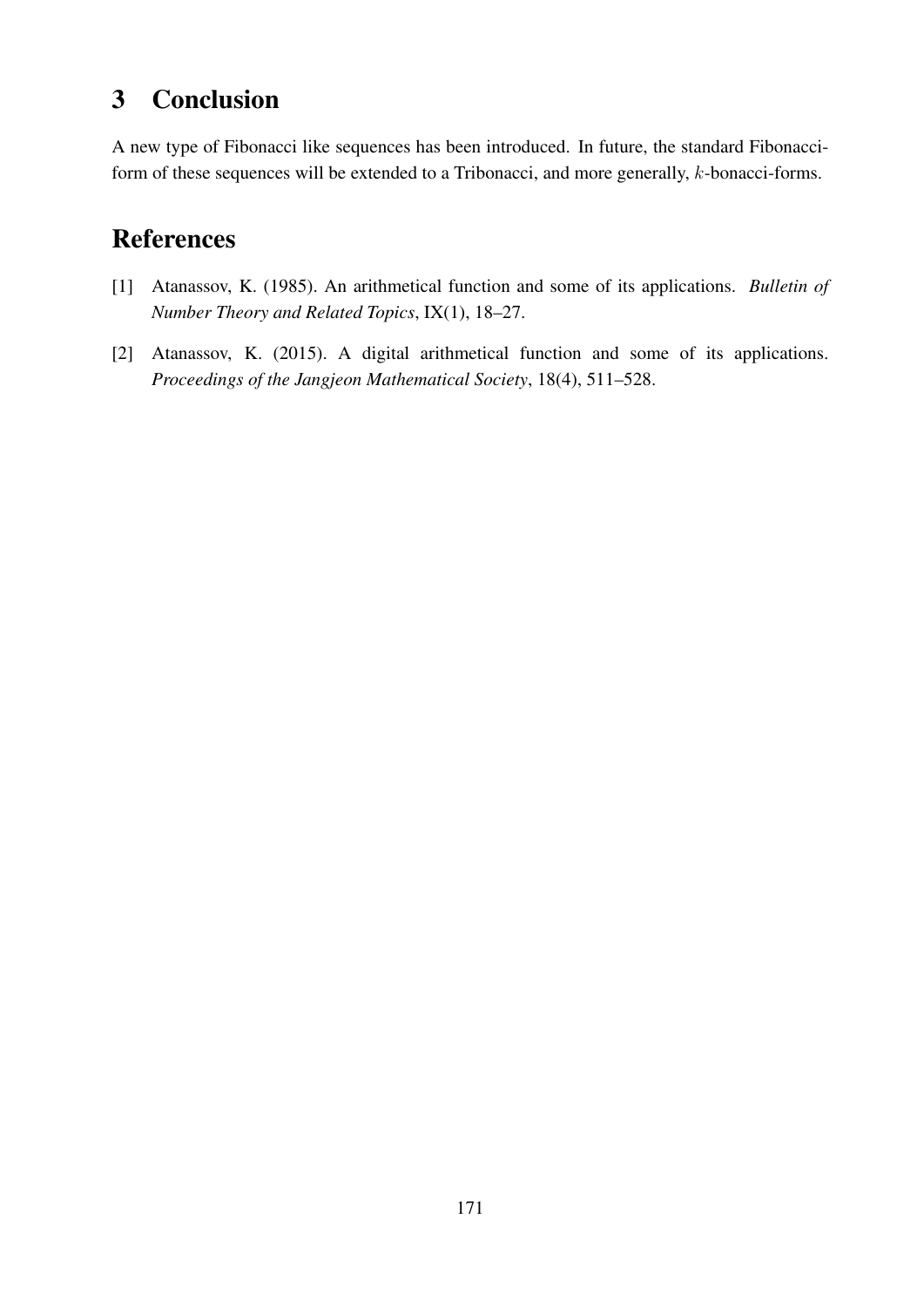## 3 Conclusion

A new type of Fibonacci like sequences has been introduced. In future, the standard Fibonacci-form of these sequences will be extended to a Tribonacci, and more generally, $k$-bonacci-forms.

## References

[1] Atanassov, K. (1985). An arithmetical function and some of its applications. *Bulletin of Number Theory and Related Topics*, IX(1), 18–27.

[2] Atanassov, K. (2015). A digital arithmetical function and some of its applications. *Proceedings of the Jangjeon Mathematical Society*, 18(4), 511–528.